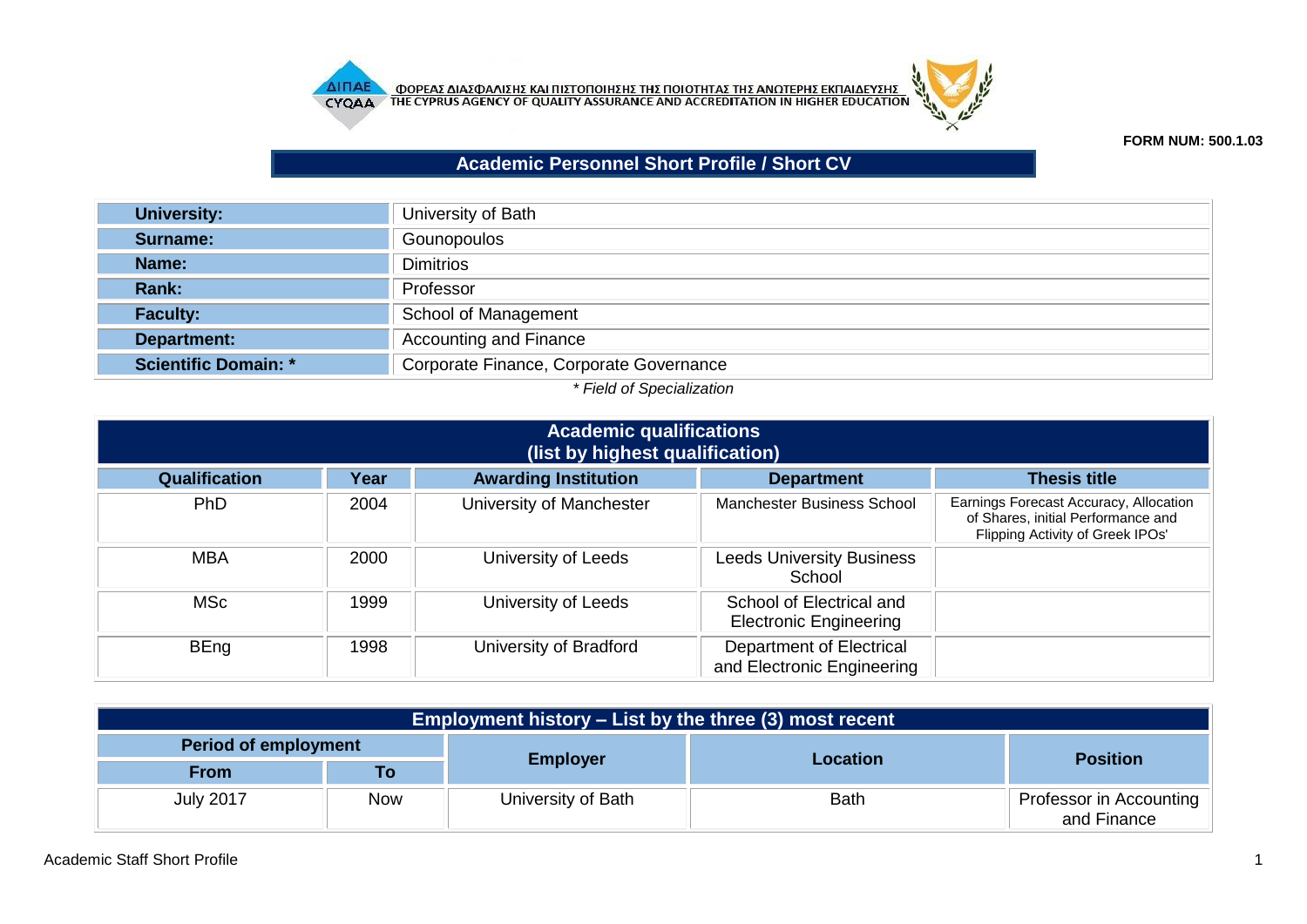ΦΟΡΕΑΣ ΔΙΑΣΦΑΛΙΣΗΣ ΚΑΙ ΠΙΣΤΟΠΟΙΗΣΗΣ ΤΗΣ ΠΟΙΟΤΗΤΑΣ ΤΗΣ ΑΝΩΤΕΡΗΣ ΕΚΠΑΙΔΕΥΣΗΣ
THE CYPRUS AGENCY OF QUALITY ASSURANCE AND ACCREDITATION IN HIGHER EDUCATION

**FORM NUM: 500.1.03**

# Academic Personnel Short Profile / Short CV

| | |
|---|---|
| **University:** | University of Bath |
| **Surname:** | Gounopoulos |
| **Name:** | Dimitrios |
| **Rank:** | Professor |
| **Faculty:** | School of Management |
| **Department:** | Accounting and Finance |
| **Scientific Domain: *** | Corporate Finance, Corporate Governance |

*\* Field of Specialization*

## Academic qualifications (list by highest qualification)

| Qualification | Year | Awarding Institution | Department | Thesis title |
|---|---|---|---|---|
| PhD | 2004 | University of Manchester | Manchester Business School | Earnings Forecast Accuracy, Allocation of Shares, initial Performance and Flipping Activity of Greek IPOs' |
| MBA | 2000 | University of Leeds | Leeds University Business School | |
| MSc | 1999 | University of Leeds | School of Electrical and Electronic Engineering | |
| BEng | 1998 | University of Bradford | Department of Electrical and Electronic Engineering | |

## Employment history – List by the three (3) most recent

| Period of employment | | Employer | Location | Position |
|---|---|---|---|---|
| From | To | | | |
| July 2017 | Now | University of Bath | Bath | Professor in Accounting and Finance |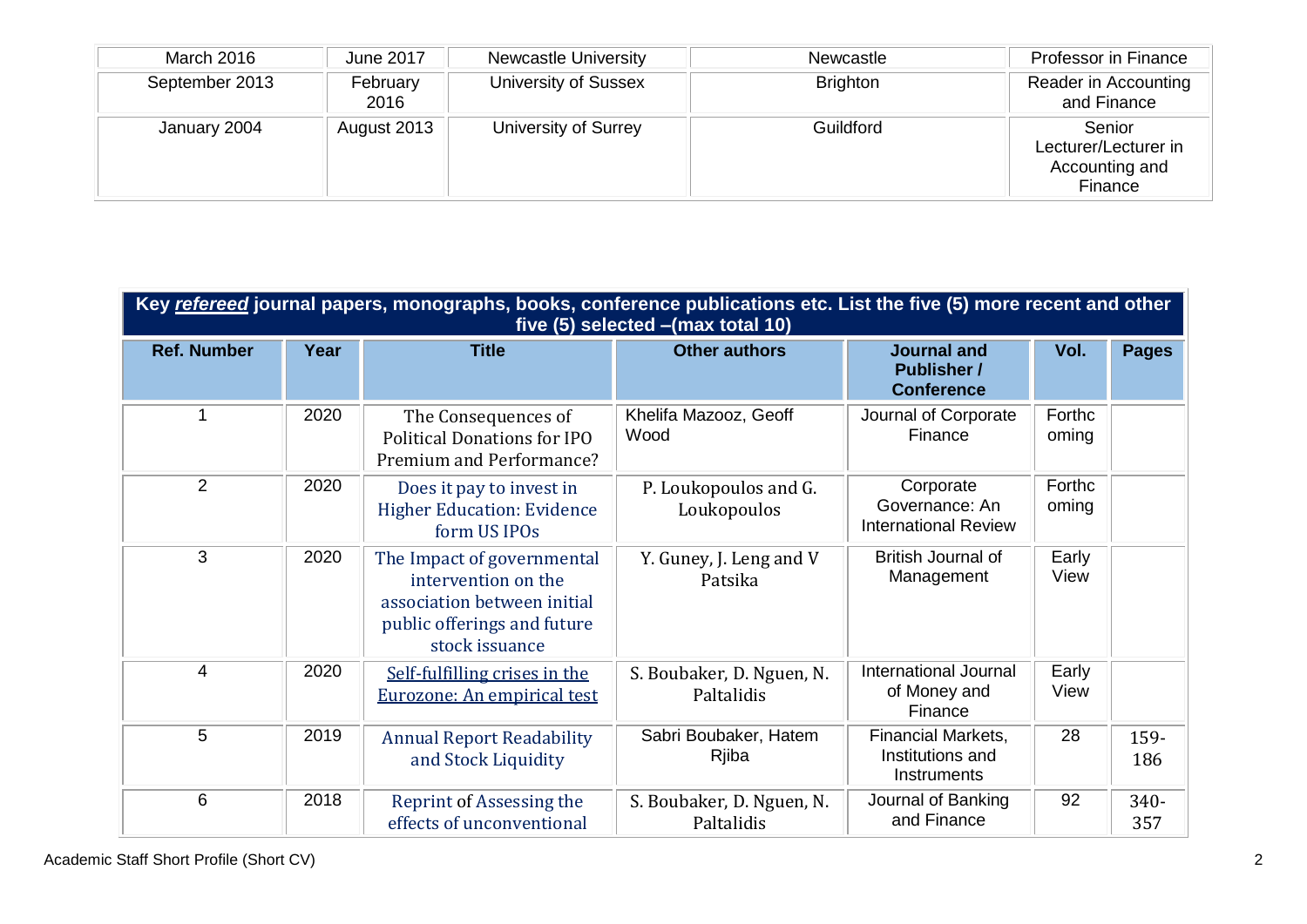| March 2016 | June 2017 | Newcastle University | Newcastle | Professor in Finance |
|---|---|---|---|---|
| September 2013 | February 2016 | University of Sussex | Brighton | Reader in Accounting and Finance |
| January 2004 | August 2013 | University of Surrey | Guildford | Senior Lecturer/Lecturer in Accounting and Finance |

| **Key *refereed* journal papers, monographs, books, conference publications etc. List the five (5) more recent and other five (5) selected –(max total 10)** | | | | | | |
|---|---|---|---|---|---|---|
| **Ref. Number** | **Year** | **Title** | **Other authors** | **Journal and Publisher / Conference** | **Vol.** | **Pages** |
| 1 | 2020 | The Consequences of Political Donations for IPO Premium and Performance? | Khelifa Mazooz, Geoff Wood | Journal of Corporate Finance | Forthcoming | |
| 2 | 2020 | Does it pay to invest in Higher Education: Evidence form US IPOs | P. Loukopoulos and G. Loukopoulos | Corporate Governance: An International Review | Forthcoming | |
| 3 | 2020 | The Impact of governmental intervention on the association between initial public offerings and future stock issuance | Y. Guney, J. Leng and V Patsika | British Journal of Management | Early View | |
| 4 | 2020 | Self-fulfilling crises in the Eurozone: An empirical test | S. Boubaker, D. Nguen, N. Paltalidis | International Journal of Money and Finance | Early View | |
| 5 | 2019 | Annual Report Readability and Stock Liquidity | Sabri Boubaker, Hatem Rjiba | Financial Markets, Institutions and Instruments | 28 | 159-186 |
| 6 | 2018 | Reprint of Assessing the effects of unconventional | S. Boubaker, D. Nguen, N. Paltalidis | Journal of Banking and Finance | 92 | 340-357 |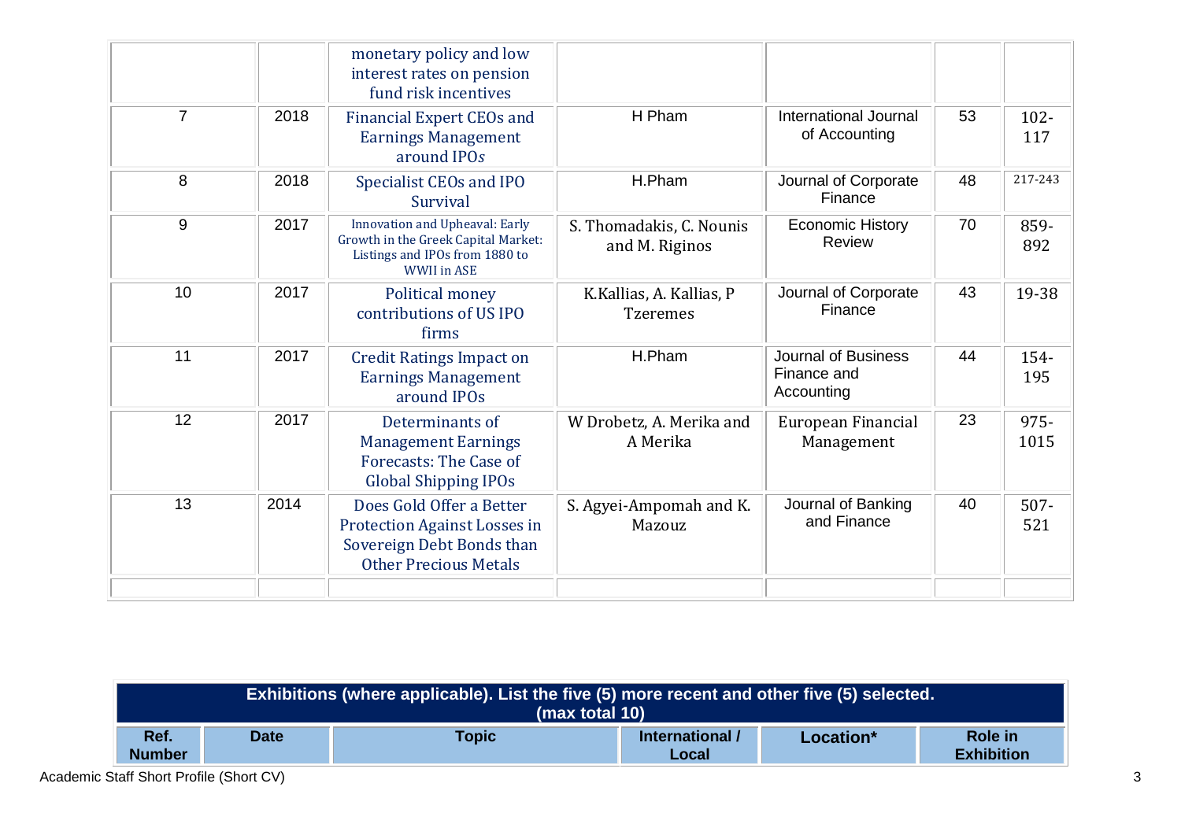| | | | | | | |
|---|---|---|---|---|---|---|
| | | monetary policy and low interest rates on pension fund risk incentives | | | | |
| 7 | 2018 | Financial Expert CEOs and Earnings Management around IPOs | H Pham | International Journal of Accounting | 53 | 102-117 |
| 8 | 2018 | Specialist CEOs and IPO Survival | H.Pham | Journal of Corporate Finance | 48 | 217-243 |
| 9 | 2017 | Innovation and Upheaval: Early Growth in the Greek Capital Market: Listings and IPOs from 1880 to WWII in ASE | S. Thomadakis, C. Nounis and M. Riginos | Economic History Review | 70 | 859-892 |
| 10 | 2017 | Political money contributions of US IPO firms | K.Kallias, A. Kallias, P Tzeremes | Journal of Corporate Finance | 43 | 19-38 |
| 11 | 2017 | Credit Ratings Impact on Earnings Management around IPOs | H.Pham | Journal of Business Finance and Accounting | 44 | 154-195 |
| 12 | 2017 | Determinants of Management Earnings Forecasts: The Case of Global Shipping IPOs | W Drobetz, A. Merika and A Merika | European Financial Management | 23 | 975-1015 |
| 13 | 2014 | Does Gold Offer a Better Protection Against Losses in Sovereign Debt Bonds than Other Precious Metals | S. Agyei-Ampomah and K. Mazouz | Journal of Banking and Finance | 40 | 507-521 |
| | | | | | | |

**Exhibitions (where applicable). List the five (5) more recent and other five (5) selected. (max total 10)**

| Ref. Number | Date | Topic | International / Local | Location* | Role in Exhibition |
|---|---|---|---|---|---|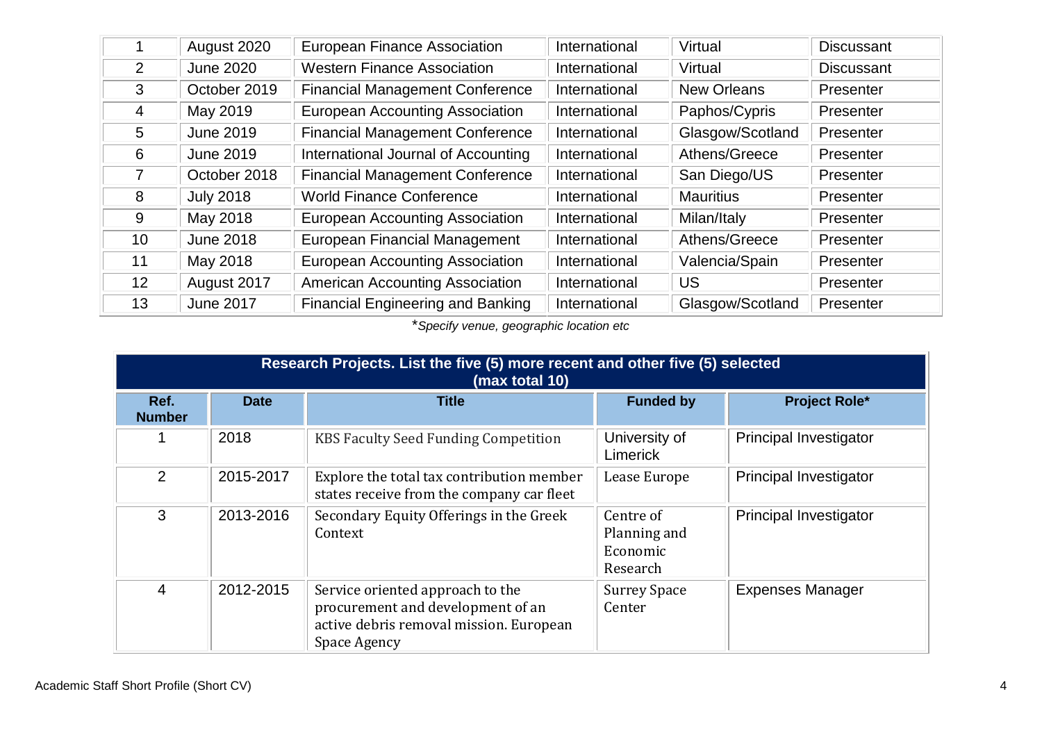| | | | | | |
|---|---|---|---|---|---|
| 1 | August 2020 | European Finance Association | International | Virtual | Discussant |
| 2 | June 2020 | Western Finance Association | International | Virtual | Discussant |
| 3 | October 2019 | Financial Management Conference | International | New Orleans | Presenter |
| 4 | May 2019 | European Accounting Association | International | Paphos/Cypris | Presenter |
| 5 | June 2019 | Financial Management Conference | International | Glasgow/Scotland | Presenter |
| 6 | June 2019 | International Journal of Accounting | International | Athens/Greece | Presenter |
| 7 | October 2018 | Financial Management Conference | International | San Diego/US | Presenter |
| 8 | July 2018 | World Finance Conference | International | Mauritius | Presenter |
| 9 | May 2018 | European Accounting Association | International | Milan/Italy | Presenter |
| 10 | June 2018 | European Financial Management | International | Athens/Greece | Presenter |
| 11 | May 2018 | European Accounting Association | International | Valencia/Spain | Presenter |
| 12 | August 2017 | American Accounting Association | International | US | Presenter |
| 13 | June 2017 | Financial Engineering and Banking | International | Glasgow/Scotland | Presenter |

**\*Specify venue, geographic location etc*

| Research Projects. List the five (5) more recent and other five (5) selected (max total 10) | | | | |
|---|---|---|---|---|
| **Ref. Number** | **Date** | **Title** | **Funded by** | **Project Role*** |
| 1 | 2018 | KBS Faculty Seed Funding Competition | University of Limerick | Principal Investigator |
| 2 | 2015-2017 | Explore the total tax contribution member states receive from the company car fleet | Lease Europe | Principal Investigator |
| 3 | 2013-2016 | Secondary Equity Offerings in the Greek Context | Centre of Planning and Economic Research | Principal Investigator |
| 4 | 2012-2015 | Service oriented approach to the procurement and development of an active debris removal mission. European Space Agency | Surrey Space Center | Expenses Manager |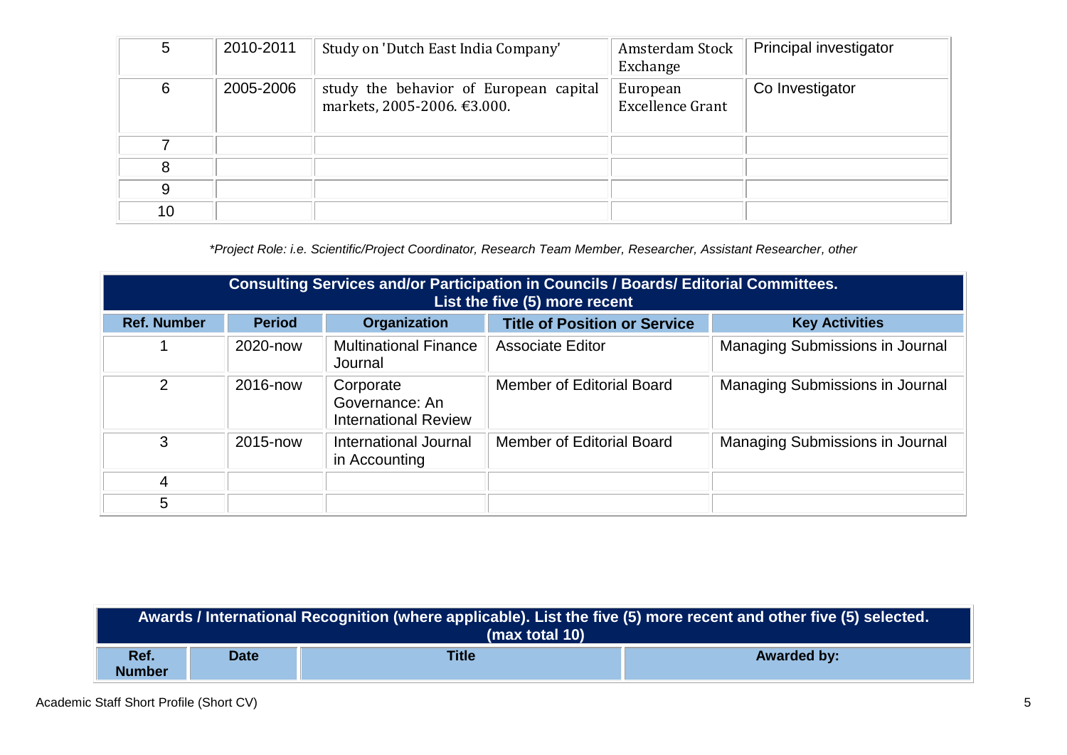| | | | | |
|---|---|---|---|---|
| 5 | 2010-2011 | Study on 'Dutch East India Company' | Amsterdam Stock Exchange | Principal investigator |
| 6 | 2005-2006 | study the behavior of European capital markets, 2005-2006. €3.000. | European Excellence Grant | Co Investigator |
| 7 | | | | |
| 8 | | | | |
| 9 | | | | |
| 10 | | | | |

*\*Project Role: i.e. Scientific/Project Coordinator, Research Team Member, Researcher, Assistant Researcher, other*

| **Consulting Services and/or Participation in Councils / Boards/ Editorial Committees. List the five (5) more recent** | | | | |
|---|---|---|---|---|
| **Ref. Number** | **Period** | **Organization** | **Title of Position or Service** | **Key Activities** |
| 1 | 2020-now | Multinational Finance Journal | Associate Editor | Managing Submissions in Journal |
| 2 | 2016-now | Corporate Governance: An International Review | Member of Editorial Board | Managing Submissions in Journal |
| 3 | 2015-now | International Journal in Accounting | Member of Editorial Board | Managing Submissions in Journal |
| 4 | | | | |
| 5 | | | | |

| **Awards / International Recognition (where applicable). List the five (5) more recent and other five (5) selected. (max total 10)** | | | |
|---|---|---|---|
| **Ref. Number** | **Date** | **Title** | **Awarded by:** |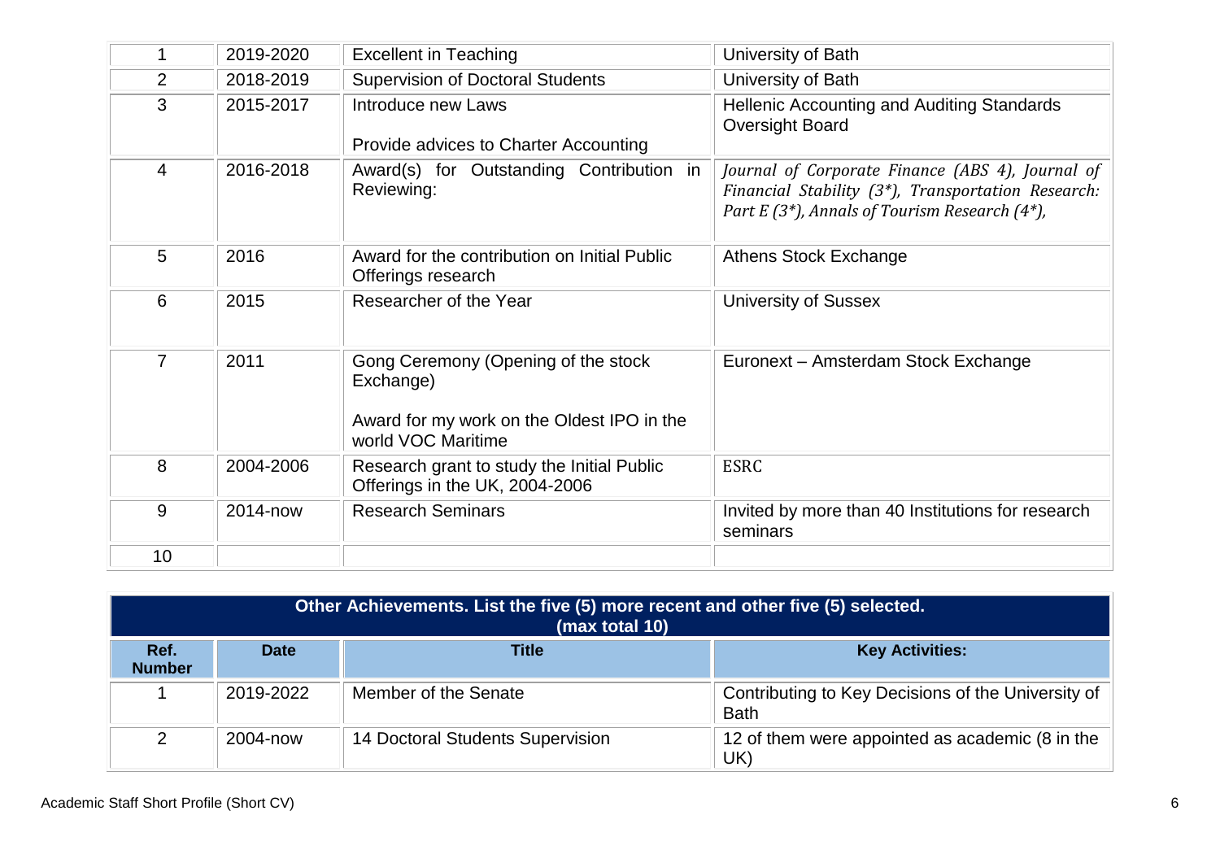| | | | |
|---|---|---|---|
| 1 | 2019-2020 | Excellent in Teaching | University of Bath |
| 2 | 2018-2019 | Supervision of Doctoral Students | University of Bath |
| 3 | 2015-2017 | Introduce new Laws<br><br>Provide advices to Charter Accounting | Hellenic Accounting and Auditing Standards Oversight Board |
| 4 | 2016-2018 | Award(s) for Outstanding Contribution in Reviewing: | *Journal of Corporate Finance (ABS 4), Journal of Financial Stability (3*), Transportation Research: Part E (3*), Annals of Tourism Research (4*),* |
| 5 | 2016 | Award for the contribution on Initial Public Offerings research | Athens Stock Exchange |
| 6 | 2015 | Researcher of the Year | University of Sussex |
| 7 | 2011 | Gong Ceremony (Opening of the stock Exchange)<br><br>Award for my work on the Oldest IPO in the world VOC Maritime | Euronext – Amsterdam Stock Exchange |
| 8 | 2004-2006 | Research grant to study the Initial Public Offerings in the UK, 2004-2006 | ESRC |
| 9 | 2014-now | Research Seminars | Invited by more than 40 Institutions for research seminars |
| 10 | | | |

**Other Achievements. List the five (5) more recent and other five (5) selected. (max total 10)**

| Ref. Number | Date | Title | Key Activities: |
|---|---|---|---|
| 1 | 2019-2022 | Member of the Senate | Contributing to Key Decisions of the University of Bath |
| 2 | 2004-now | 14 Doctoral Students Supervision | 12 of them were appointed as academic (8 in the UK) |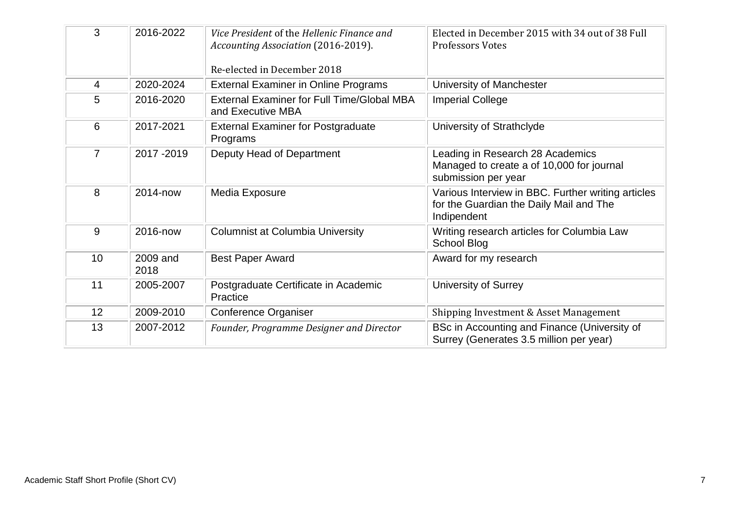| | | | |
|---|---|---|---|
| 3 | 2016-2022 | *Vice President* of the *Hellenic Finance and Accounting Association* (2016-2019).<br><br>Re-elected in December 2018 | Elected in December 2015 with 34 out of 38 Full Professors Votes |
| 4 | 2020-2024 | External Examiner in Online Programs | University of Manchester |
| 5 | 2016-2020 | External Examiner for Full Time/Global MBA and Executive MBA | Imperial College |
| 6 | 2017-2021 | External Examiner for Postgraduate Programs | University of Strathclyde |
| 7 | 2017 -2019 | Deputy Head of Department | Leading in Research 28 Academics<br>Managed to create a of 10,000 for journal submission per year |
| 8 | 2014-now | Media Exposure | Various Interview in BBC. Further writing articles for the Guardian the Daily Mail and The Indipendent |
| 9 | 2016-now | Columnist at Columbia University | Writing research articles for Columbia Law School Blog |
| 10 | 2009 and 2018 | Best Paper Award | Award for my research |
| 11 | 2005-2007 | Postgraduate Certificate in Academic Practice | University of Surrey |
| 12 | 2009-2010 | Conference Organiser | Shipping Investment & Asset Management |
| 13 | 2007-2012 | *Founder, Programme Designer and Director* | BSc in Accounting and Finance (University of Surrey (Generates 3.5 million per year) |